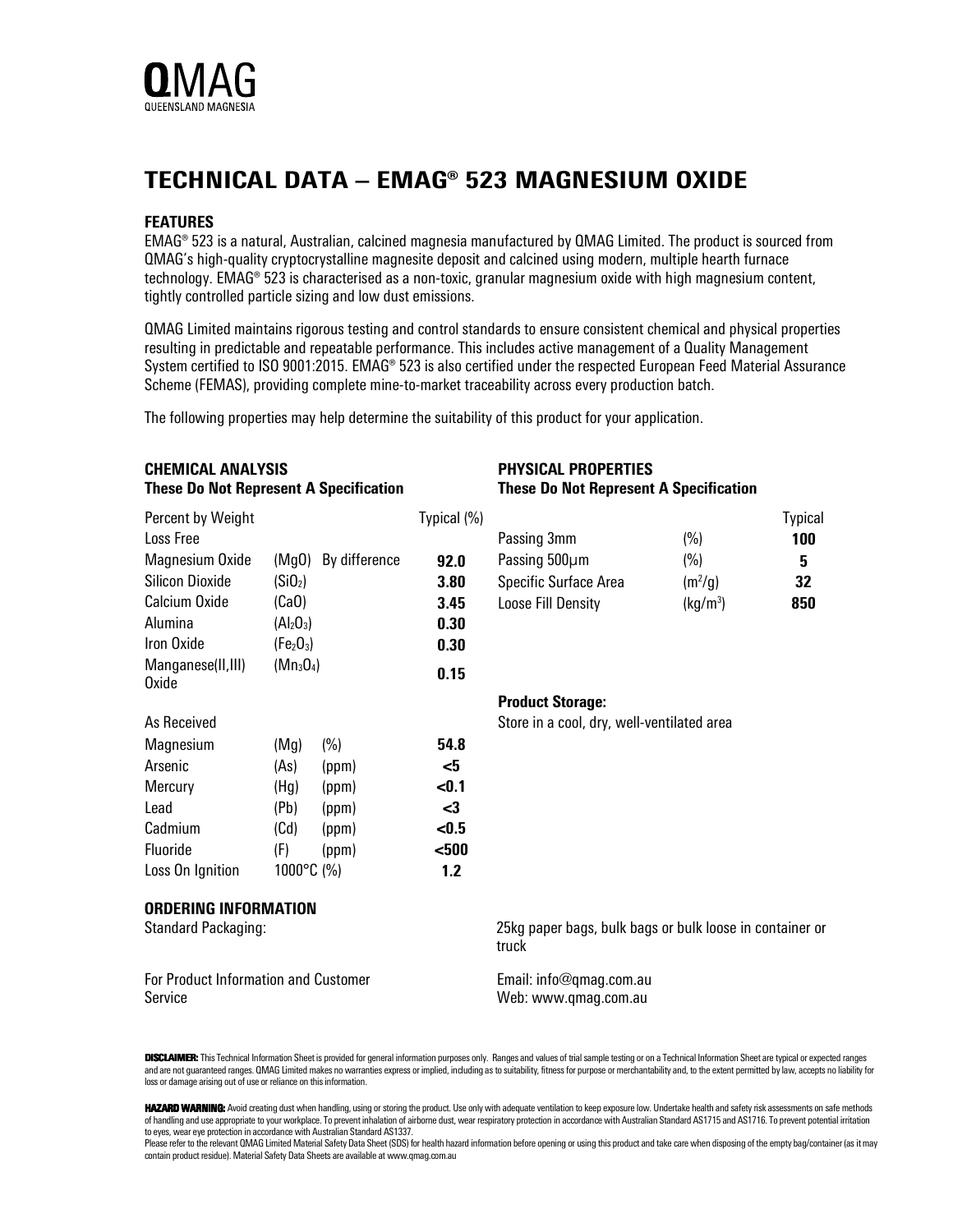QMAG
QUEENSLAND MAGNESIA

# TECHNICAL DATA – EMAG® 523 MAGNESIUM OXIDE

## FEATURES

EMAG® 523 is a natural, Australian, calcined magnesia manufactured by QMAG Limited. The product is sourced from QMAG's high-quality cryptocrystalline magnesite deposit and calcined using modern, multiple hearth furnace technology. EMAG® 523 is characterised as a non-toxic, granular magnesium oxide with high magnesium content, tightly controlled particle sizing and low dust emissions.

QMAG Limited maintains rigorous testing and control standards to ensure consistent chemical and physical properties resulting in predictable and repeatable performance. This includes active management of a Quality Management System certified to ISO 9001:2015. EMAG® 523 is also certified under the respected European Feed Material Assurance Scheme (FEMAS), providing complete mine-to-market traceability across every production batch.

The following properties may help determine the suitability of this product for your application.

## CHEMICAL ANALYSIS
**These Do Not Represent A Specification**

| Percent by Weight | | | Typical (%) |
|---|---|---|---|
| Loss Free | | | |
| Magnesium Oxide | ($MgO$) | By difference | **92.0** |
| Silicon Dioxide | ($SiO_2$) | | **3.80** |
| Calcium Oxide | ($CaO$) | | **3.45** |
| Alumina | ($Al_2O_3$) | | **0.30** |
| Iron Oxide | ($Fe_2O_3$) | | **0.30** |
| Manganese(II,III) Oxide | ($Mn_3O_4$) | | **0.15** |
| As Received | | | |
| Magnesium | (Mg) | (%) | **54.8** |
| Arsenic | (As) | (ppm) | **<5** |
| Mercury | (Hg) | (ppm) | **<0.1** |
| Lead | (Pb) | (ppm) | **<3** |
| Cadmium | (Cd) | (ppm) | **<0.5** |
| Fluoride | (F) | (ppm) | **<500** |
| Loss On Ignition | 1000°C (%) | | **1.2** |

## PHYSICAL PROPERTIES
**These Do Not Represent A Specification**

| | | Typical |
|---|---|---|
| Passing 3mm | (%) | **100** |
| Passing 500μm | (%) | **5** |
| Specific Surface Area | ($m^2/g$) | **32** |
| Loose Fill Density | ($kg/m^3$) | **850** |

**Product Storage:**
Store in a cool, dry, well-ventilated area

## ORDERING INFORMATION

| | |
|---|---|
| Standard Packaging: | 25kg paper bags, bulk bags or bulk loose in container or truck |
| For Product Information and Customer Service | Email: info@qmag.com.au<br>Web: www.qmag.com.au |

**DISCLAIMER:** This Technical Information Sheet is provided for general information purposes only. Ranges and values of trial sample testing or on a Technical Information Sheet are typical or expected ranges and are not guaranteed ranges. QMAG Limited makes no warranties express or implied, including as to suitability, fitness for purpose or merchantability and, to the extent permitted by law, accepts no liability for loss or damage arising out of use or reliance on this information.

**HAZARD WARNING:** Avoid creating dust when handling, using or storing the product. Use only with adequate ventilation to keep exposure low. Undertake health and safety risk assessments on safe methods of handling and use appropriate to your workplace. To prevent inhalation of airborne dust, wear respiratory protection in accordance with Australian Standard AS1715 and AS1716. To prevent potential irritation to eyes, wear eye protection in accordance with Australian Standard AS1337.
Please refer to the relevant QMAG Limited Material Safety Data Sheet (SDS) for health hazard information before opening or using this product and take care when disposing of the empty bag/container (as it may contain product residue). Material Safety Data Sheets are available at www.qmag.com.au